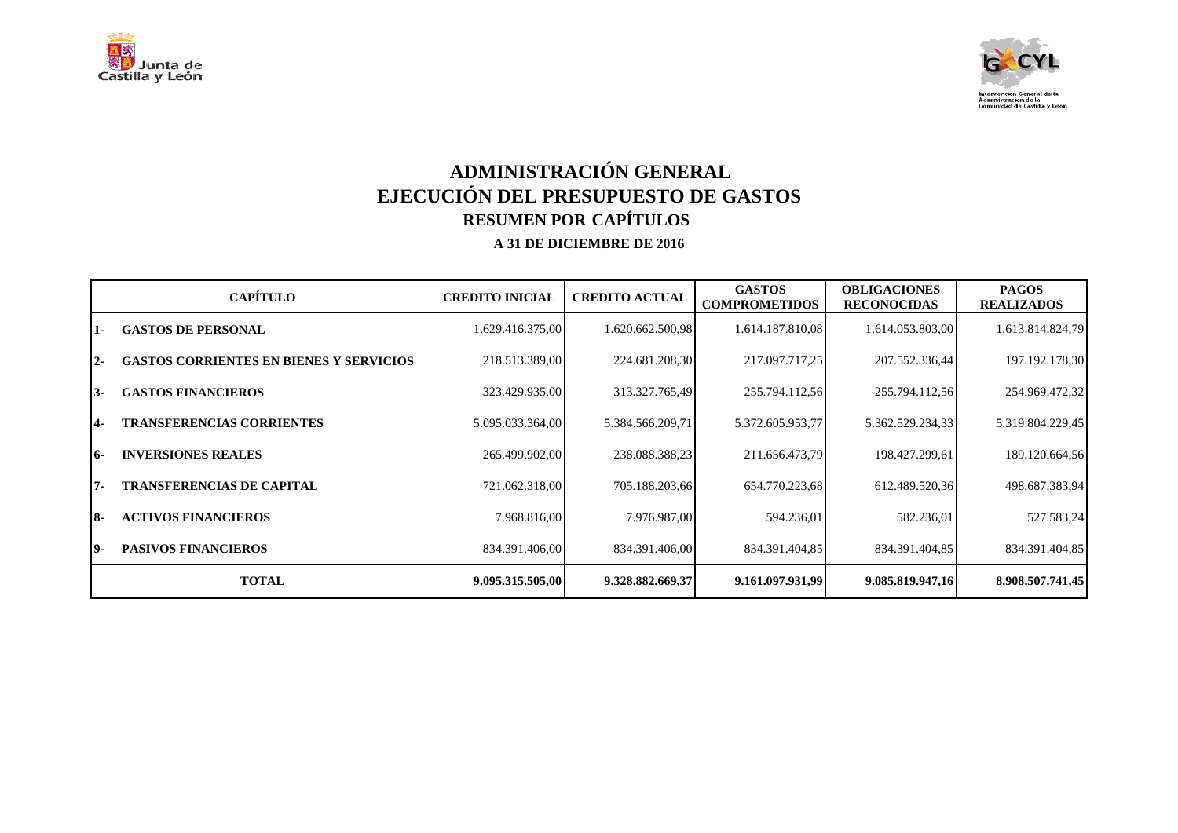# ADMINISTRACIÓN GENERAL
# EJECUCIÓN DEL PRESUPUESTO DE GASTOS
## RESUMEN POR CAPÍTULOS
### A 31 DE DICIEMBRE DE 2016

| CAPÍTULO | CREDITO INICIAL | CREDITO ACTUAL | GASTOS COMPROMETIDOS | OBLIGACIONES RECONOCIDAS | PAGOS REALIZADOS |
|---|---|---|---|---|---|
| 1- GASTOS DE PERSONAL | 1.629.416.375,00 | 1.620.662.500,98 | 1.614.187.810,08 | 1.614.053.803,00 | 1.613.814.824,79 |
| 2- GASTOS CORRIENTES EN BIENES Y SERVICIOS | 218.513.389,00 | 224.681.208,30 | 217.097.717,25 | 207.552.336,44 | 197.192.178,30 |
| 3- GASTOS FINANCIEROS | 323.429.935,00 | 313.327.765,49 | 255.794.112,56 | 255.794.112,56 | 254.969.472,32 |
| 4- TRANSFERENCIAS CORRIENTES | 5.095.033.364,00 | 5.384.566.209,71 | 5.372.605.953,77 | 5.362.529.234,33 | 5.319.804.229,45 |
| 6- INVERSIONES REALES | 265.499.902,00 | 238.088.388,23 | 211.656.473,79 | 198.427.299,61 | 189.120.664,56 |
| 7- TRANSFERENCIAS DE CAPITAL | 721.062.318,00 | 705.188.203,66 | 654.770.223,68 | 612.489.520,36 | 498.687.383,94 |
| 8- ACTIVOS FINANCIEROS | 7.968.816,00 | 7.976.987,00 | 594.236,01 | 582.236,01 | 527.583,24 |
| 9- PASIVOS FINANCIEROS | 834.391.406,00 | 834.391.406,00 | 834.391.404,85 | 834.391.404,85 | 834.391.404,85 |
| **TOTAL** | **9.095.315.505,00** | **9.328.882.669,37** | **9.161.097.931,99** | **9.085.819.947,16** | **8.908.507.741,45** |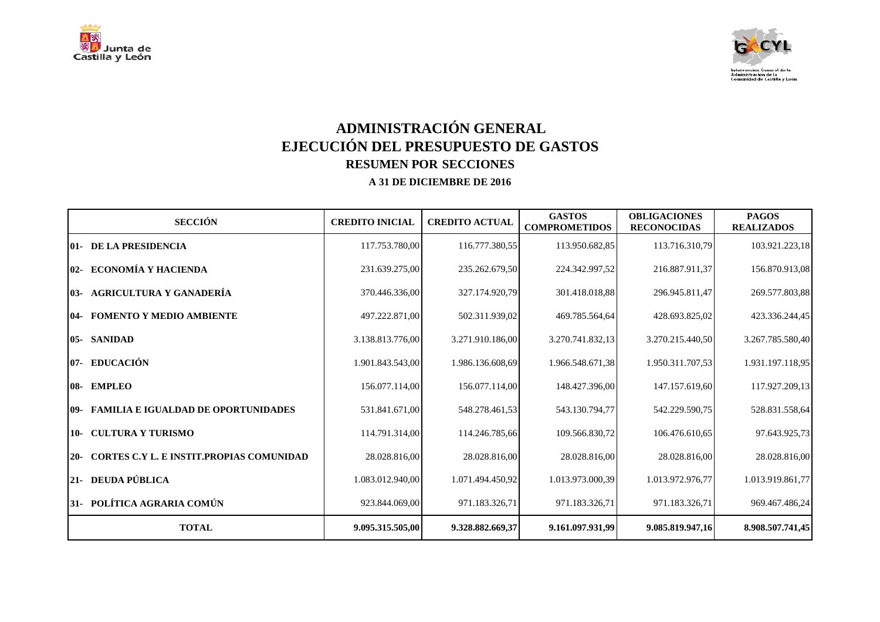# ADMINISTRACIÓN GENERAL
# EJECUCIÓN DEL PRESUPUESTO DE GASTOS
## RESUMEN POR SECCIONES
### A 31 DE DICIEMBRE DE 2016

| SECCIÓN | CREDITO INICIAL | CREDITO ACTUAL | GASTOS COMPROMETIDOS | OBLIGACIONES RECONOCIDAS | PAGOS REALIZADOS |
|---|---|---|---|---|---|
| **01- DE LA PRESIDENCIA** | 117.753.780,00 | 116.777.380,55 | 113.950.682,85 | 113.716.310,79 | 103.921.223,18 |
| **02- ECONOMÍA Y HACIENDA** | 231.639.275,00 | 235.262.679,50 | 224.342.997,52 | 216.887.911,37 | 156.870.913,08 |
| **03- AGRICULTURA Y GANADERÍA** | 370.446.336,00 | 327.174.920,79 | 301.418.018,88 | 296.945.811,47 | 269.577.803,88 |
| **04- FOMENTO Y MEDIO AMBIENTE** | 497.222.871,00 | 502.311.939,02 | 469.785.564,64 | 428.693.825,02 | 423.336.244,45 |
| **05- SANIDAD** | 3.138.813.776,00 | 3.271.910.186,00 | 3.270.741.832,13 | 3.270.215.440,50 | 3.267.785.580,40 |
| **07- EDUCACIÓN** | 1.901.843.543,00 | 1.986.136.608,69 | 1.966.548.671,38 | 1.950.311.707,53 | 1.931.197.118,95 |
| **08- EMPLEO** | 156.077.114,00 | 156.077.114,00 | 148.427.396,00 | 147.157.619,60 | 117.927.209,13 |
| **09- FAMILIA E IGUALDAD DE OPORTUNIDADES** | 531.841.671,00 | 548.278.461,53 | 543.130.794,77 | 542.229.590,75 | 528.831.558,64 |
| **10- CULTURA Y TURISMO** | 114.791.314,00 | 114.246.785,66 | 109.566.830,72 | 106.476.610,65 | 97.643.925,73 |
| **20- CORTES C.Y L. E INSTIT.PROPIAS COMUNIDAD** | 28.028.816,00 | 28.028.816,00 | 28.028.816,00 | 28.028.816,00 | 28.028.816,00 |
| **21- DEUDA PÚBLICA** | 1.083.012.940,00 | 1.071.494.450,92 | 1.013.973.000,39 | 1.013.972.976,77 | 1.013.919.861,77 |
| **31- POLÍTICA AGRARIA COMÚN** | 923.844.069,00 | 971.183.326,71 | 971.183.326,71 | 971.183.326,71 | 969.467.486,24 |
| **TOTAL** | **9.095.315.505,00** | **9.328.882.669,37** | **9.161.097.931,99** | **9.085.819.947,16** | **8.908.507.741,45** |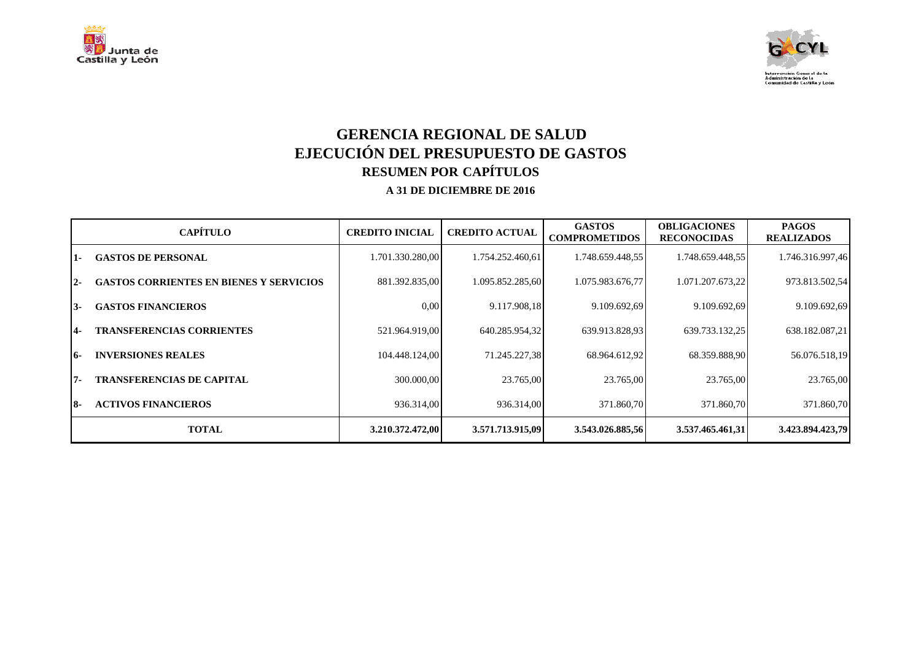# GERENCIA REGIONAL DE SALUD
# EJECUCIÓN DEL PRESUPUESTO DE GASTOS
## RESUMEN POR CAPÍTULOS
### A 31 DE DICIEMBRE DE 2016

| | CAPÍTULO | CREDITO INICIAL | CREDITO ACTUAL | GASTOS COMPROMETIDOS | OBLIGACIONES RECONOCIDAS | PAGOS REALIZADOS |
|---|---|---|---|---|---|---|
| 1- | GASTOS DE PERSONAL | 1.701.330.280,00 | 1.754.252.460,61 | 1.748.659.448,55 | 1.748.659.448,55 | 1.746.316.997,46 |
| 2- | GASTOS CORRIENTES EN BIENES Y SERVICIOS | 881.392.835,00 | 1.095.852.285,60 | 1.075.983.676,77 | 1.071.207.673,22 | 973.813.502,54 |
| 3- | GASTOS FINANCIEROS | 0,00 | 9.117.908,18 | 9.109.692,69 | 9.109.692,69 | 9.109.692,69 |
| 4- | TRANSFERENCIAS CORRIENTES | 521.964.919,00 | 640.285.954,32 | 639.913.828,93 | 639.733.132,25 | 638.182.087,21 |
| 6- | INVERSIONES REALES | 104.448.124,00 | 71.245.227,38 | 68.964.612,92 | 68.359.888,90 | 56.076.518,19 |
| 7- | TRANSFERENCIAS DE CAPITAL | 300.000,00 | 23.765,00 | 23.765,00 | 23.765,00 | 23.765,00 |
| 8- | ACTIVOS FINANCIEROS | 936.314,00 | 936.314,00 | 371.860,70 | 371.860,70 | 371.860,70 |
| | **TOTAL** | **3.210.372.472,00** | **3.571.713.915,09** | **3.543.026.885,56** | **3.537.465.461,31** | **3.423.894.423,79** |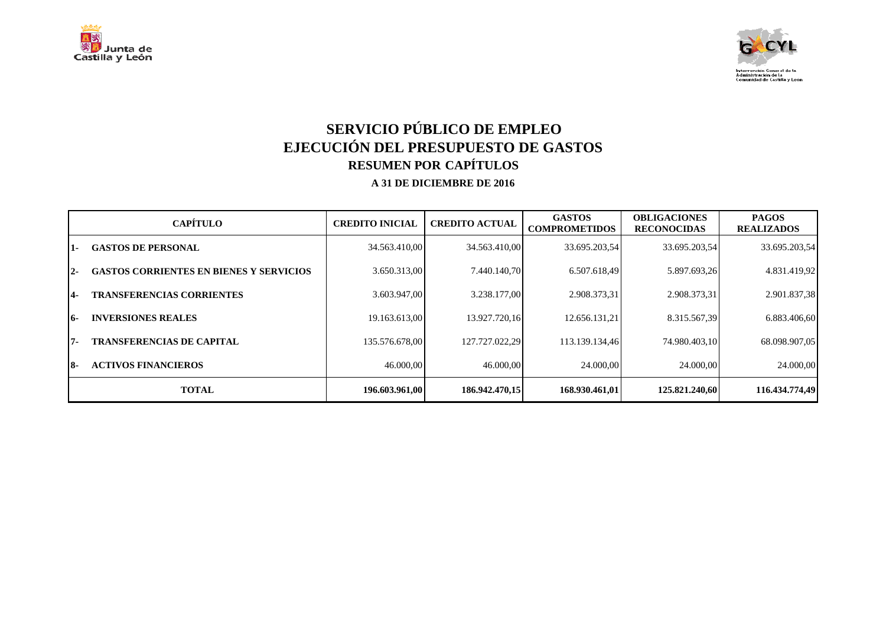# SERVICIO PÚBLICO DE EMPLEO
# EJECUCIÓN DEL PRESUPUESTO DE GASTOS
## RESUMEN POR CAPÍTULOS
### A 31 DE DICIEMBRE DE 2016

| CAPÍTULO | | CREDITO INICIAL | CREDITO ACTUAL | GASTOS COMPROMETIDOS | OBLIGACIONES RECONOCIDAS | PAGOS REALIZADOS |
|---|---|---|---|---|---|---|
| 1- | GASTOS DE PERSONAL | 34.563.410,00 | 34.563.410,00 | 33.695.203,54 | 33.695.203,54 | 33.695.203,54 |
| 2- | GASTOS CORRIENTES EN BIENES Y SERVICIOS | 3.650.313,00 | 7.440.140,70 | 6.507.618,49 | 5.897.693,26 | 4.831.419,92 |
| 4- | TRANSFERENCIAS CORRIENTES | 3.603.947,00 | 3.238.177,00 | 2.908.373,31 | 2.908.373,31 | 2.901.837,38 |
| 6- | INVERSIONES REALES | 19.163.613,00 | 13.927.720,16 | 12.656.131,21 | 8.315.567,39 | 6.883.406,60 |
| 7- | TRANSFERENCIAS DE CAPITAL | 135.576.678,00 | 127.727.022,29 | 113.139.134,46 | 74.980.403,10 | 68.098.907,05 |
| 8- | ACTIVOS FINANCIEROS | 46.000,00 | 46.000,00 | 24.000,00 | 24.000,00 | 24.000,00 |
| **TOTAL** | | **196.603.961,00** | **186.942.470,15** | **168.930.461,01** | **125.821.240,60** | **116.434.774,49** |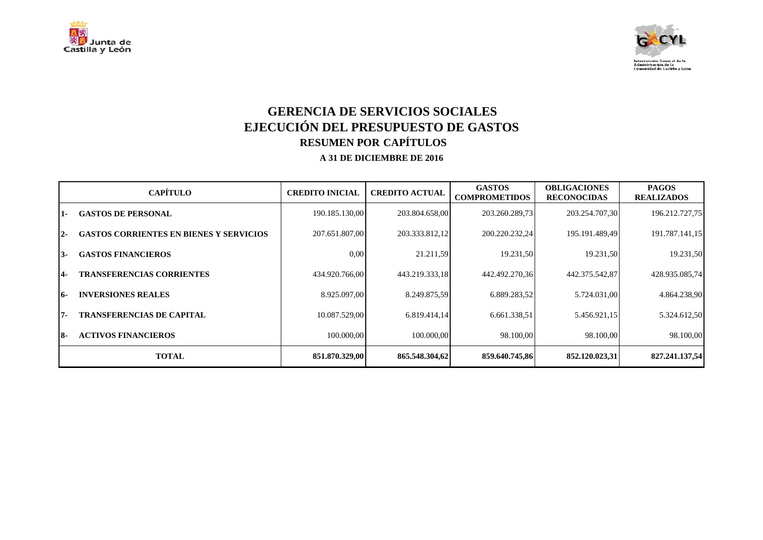# GERENCIA DE SERVICIOS SOCIALES
## EJECUCIÓN DEL PRESUPUESTO DE GASTOS
### RESUMEN POR CAPÍTULOS

**A 31 DE DICIEMBRE DE 2016**

| CAPÍTULO | | CREDITO INICIAL | CREDITO ACTUAL | GASTOS COMPROMETIDOS | OBLIGACIONES RECONOCIDAS | PAGOS REALIZADOS |
|---|---|---|---|---|---|---|
| 1- | GASTOS DE PERSONAL | 190.185.130,00 | 203.804.658,00 | 203.260.289,73 | 203.254.707,30 | 196.212.727,75 |
| 2- | GASTOS CORRIENTES EN BIENES Y SERVICIOS | 207.651.807,00 | 203.333.812,12 | 200.220.232,24 | 195.191.489,49 | 191.787.141,15 |
| 3- | GASTOS FINANCIEROS | 0,00 | 21.211,59 | 19.231,50 | 19.231,50 | 19.231,50 |
| 4- | TRANSFERENCIAS CORRIENTES | 434.920.766,00 | 443.219.333,18 | 442.492.270,36 | 442.375.542,87 | 428.935.085,74 |
| 6- | INVERSIONES REALES | 8.925.097,00 | 8.249.875,59 | 6.889.283,52 | 5.724.031,00 | 4.864.238,90 |
| 7- | TRANSFERENCIAS DE CAPITAL | 10.087.529,00 | 6.819.414,14 | 6.661.338,51 | 5.456.921,15 | 5.324.612,50 |
| 8- | ACTIVOS FINANCIEROS | 100.000,00 | 100.000,00 | 98.100,00 | 98.100,00 | 98.100,00 |
| | **TOTAL** | **851.870.329,00** | **865.548.304,62** | **859.640.745,86** | **852.120.023,31** | **827.241.137,54** |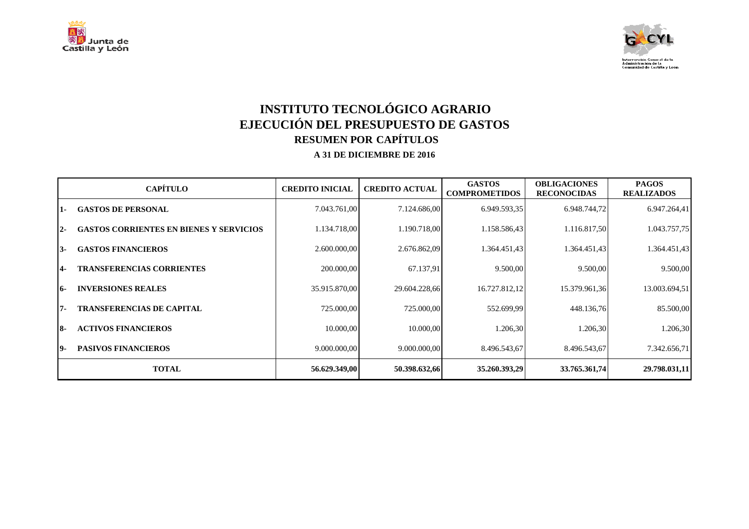# INSTITUTO TECNOLÓGICO AGRARIO
## EJECUCIÓN DEL PRESUPUESTO DE GASTOS
### RESUMEN POR CAPÍTULOS
**A 31 DE DICIEMBRE DE 2016**

| | CAPÍTULO | CREDITO INICIAL | CREDITO ACTUAL | GASTOS COMPROMETIDOS | OBLIGACIONES RECONOCIDAS | PAGOS REALIZADOS |
|---|---|---|---|---|---|---|
| 1- | GASTOS DE PERSONAL | 7.043.761,00 | 7.124.686,00 | 6.949.593,35 | 6.948.744,72 | 6.947.264,41 |
| 2- | GASTOS CORRIENTES EN BIENES Y SERVICIOS | 1.134.718,00 | 1.190.718,00 | 1.158.586,43 | 1.116.817,50 | 1.043.757,75 |
| 3- | GASTOS FINANCIEROS | 2.600.000,00 | 2.676.862,09 | 1.364.451,43 | 1.364.451,43 | 1.364.451,43 |
| 4- | TRANSFERENCIAS CORRIENTES | 200.000,00 | 67.137,91 | 9.500,00 | 9.500,00 | 9.500,00 |
| 6- | INVERSIONES REALES | 35.915.870,00 | 29.604.228,66 | 16.727.812,12 | 15.379.961,36 | 13.003.694,51 |
| 7- | TRANSFERENCIAS DE CAPITAL | 725.000,00 | 725.000,00 | 552.699,99 | 448.136,76 | 85.500,00 |
| 8- | ACTIVOS FINANCIEROS | 10.000,00 | 10.000,00 | 1.206,30 | 1.206,30 | 1.206,30 |
| 9- | PASIVOS FINANCIEROS | 9.000.000,00 | 9.000.000,00 | 8.496.543,67 | 8.496.543,67 | 7.342.656,71 |
| | **TOTAL** | **56.629.349,00** | **50.398.632,66** | **35.260.393,29** | **33.765.361,74** | **29.798.031,11** |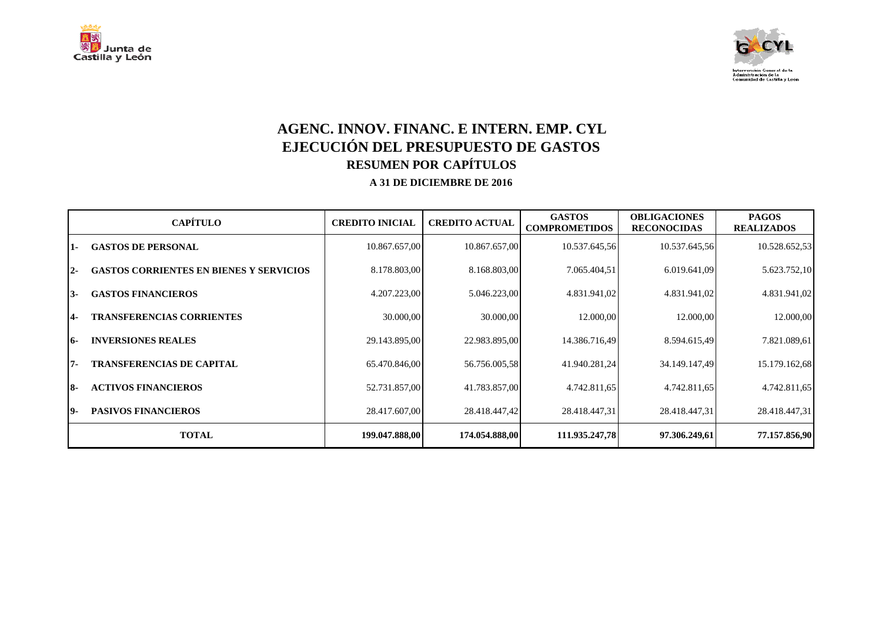# AGENC. INNOV. FINANC. E INTERN. EMP. CYL

## EJECUCIÓN DEL PRESUPUESTO DE GASTOS

### RESUMEN POR CAPÍTULOS

**A 31 DE DICIEMBRE DE 2016**

| CAPÍTULO | | CREDITO INICIAL | CREDITO ACTUAL | GASTOS COMPROMETIDOS | OBLIGACIONES RECONOCIDAS | PAGOS REALIZADOS |
|---|---|---|---|---|---|---|
| 1- | GASTOS DE PERSONAL | 10.867.657,00 | 10.867.657,00 | 10.537.645,56 | 10.537.645,56 | 10.528.652,53 |
| 2- | GASTOS CORRIENTES EN BIENES Y SERVICIOS | 8.178.803,00 | 8.168.803,00 | 7.065.404,51 | 6.019.641,09 | 5.623.752,10 |
| 3- | GASTOS FINANCIEROS | 4.207.223,00 | 5.046.223,00 | 4.831.941,02 | 4.831.941,02 | 4.831.941,02 |
| 4- | TRANSFERENCIAS CORRIENTES | 30.000,00 | 30.000,00 | 12.000,00 | 12.000,00 | 12.000,00 |
| 6- | INVERSIONES REALES | 29.143.895,00 | 22.983.895,00 | 14.386.716,49 | 8.594.615,49 | 7.821.089,61 |
| 7- | TRANSFERENCIAS DE CAPITAL | 65.470.846,00 | 56.756.005,58 | 41.940.281,24 | 34.149.147,49 | 15.179.162,68 |
| 8- | ACTIVOS FINANCIEROS | 52.731.857,00 | 41.783.857,00 | 4.742.811,65 | 4.742.811,65 | 4.742.811,65 |
| 9- | PASIVOS FINANCIEROS | 28.417.607,00 | 28.418.447,42 | 28.418.447,31 | 28.418.447,31 | 28.418.447,31 |
| **TOTAL** | | **199.047.888,00** | **174.054.888,00** | **111.935.247,78** | **97.306.249,61** | **77.157.856,90** |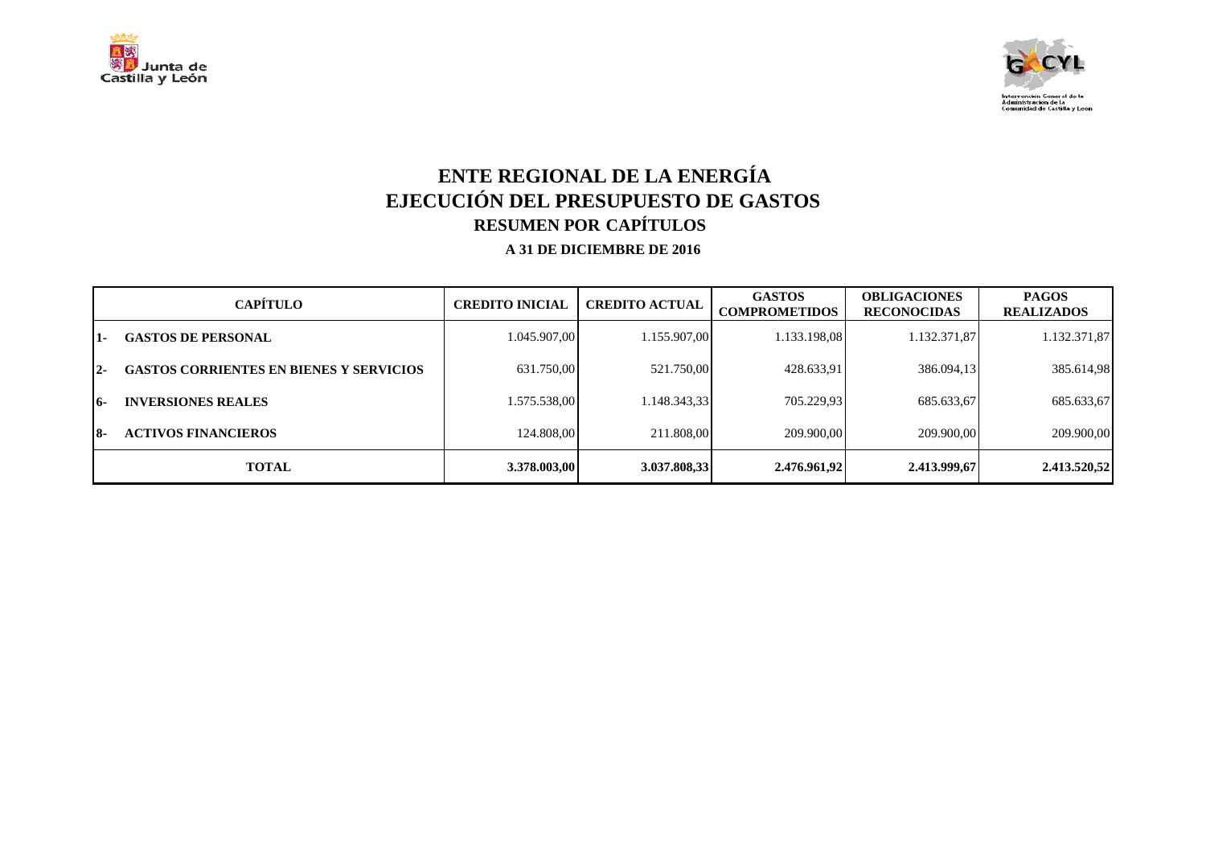# ENTE REGIONAL DE LA ENERGÍA
# EJECUCIÓN DEL PRESUPUESTO DE GASTOS
## RESUMEN POR CAPÍTULOS
### A 31 DE DICIEMBRE DE 2016

| CAPÍTULO | | CREDITO INICIAL | CREDITO ACTUAL | GASTOS COMPROMETIDOS | OBLIGACIONES RECONOCIDAS | PAGOS REALIZADOS |
|---|---|---|---|---|---|---|
| 1- | GASTOS DE PERSONAL | 1.045.907,00 | 1.155.907,00 | 1.133.198,08 | 1.132.371,87 | 1.132.371,87 |
| 2- | GASTOS CORRIENTES EN BIENES Y SERVICIOS | 631.750,00 | 521.750,00 | 428.633,91 | 386.094,13 | 385.614,98 |
| 6- | INVERSIONES REALES | 1.575.538,00 | 1.148.343,33 | 705.229,93 | 685.633,67 | 685.633,67 |
| 8- | ACTIVOS FINANCIEROS | 124.808,00 | 211.808,00 | 209.900,00 | 209.900,00 | 209.900,00 |
| **TOTAL** | | **3.378.003,00** | **3.037.808,33** | **2.476.961,92** | **2.413.999,67** | **2.413.520,52** |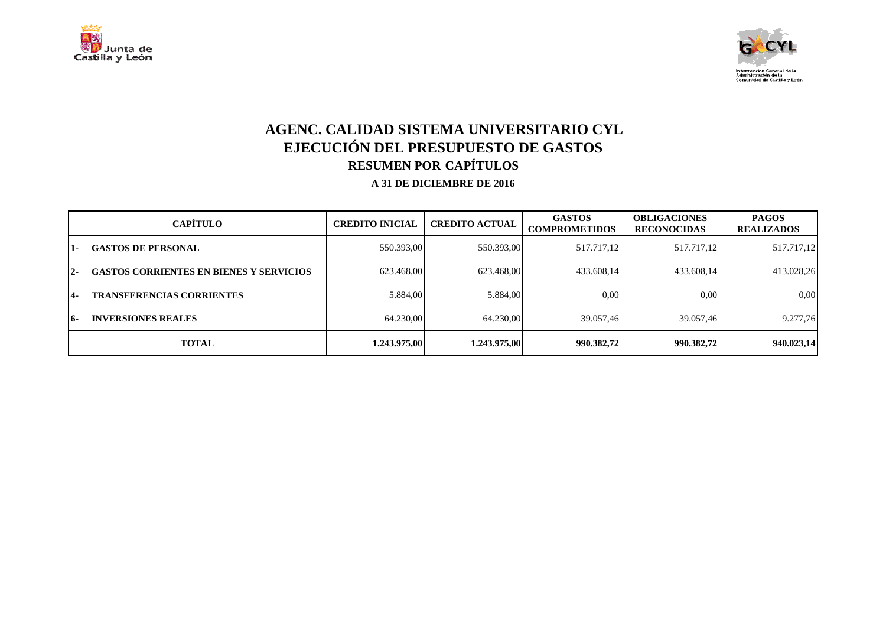# AGENC. CALIDAD SISTEMA UNIVERSITARIO CYL

## EJECUCIÓN DEL PRESUPUESTO DE GASTOS

### RESUMEN POR CAPÍTULOS

**A 31 DE DICIEMBRE DE 2016**

| CAPÍTULO | | CREDITO INICIAL | CREDITO ACTUAL | GASTOS COMPROMETIDOS | OBLIGACIONES RECONOCIDAS | PAGOS REALIZADOS |
|---|---|---|---|---|---|---|
| 1- | GASTOS DE PERSONAL | 550.393,00 | 550.393,00 | 517.717,12 | 517.717,12 | 517.717,12 |
| 2- | GASTOS CORRIENTES EN BIENES Y SERVICIOS | 623.468,00 | 623.468,00 | 433.608,14 | 433.608,14 | 413.028,26 |
| 4- | TRANSFERENCIAS CORRIENTES | 5.884,00 | 5.884,00 | 0,00 | 0,00 | 0,00 |
| 6- | INVERSIONES REALES | 64.230,00 | 64.230,00 | 39.057,46 | 39.057,46 | 9.277,76 |
| **TOTAL** | | **1.243.975,00** | **1.243.975,00** | **990.382,72** | **990.382,72** | **940.023,14** |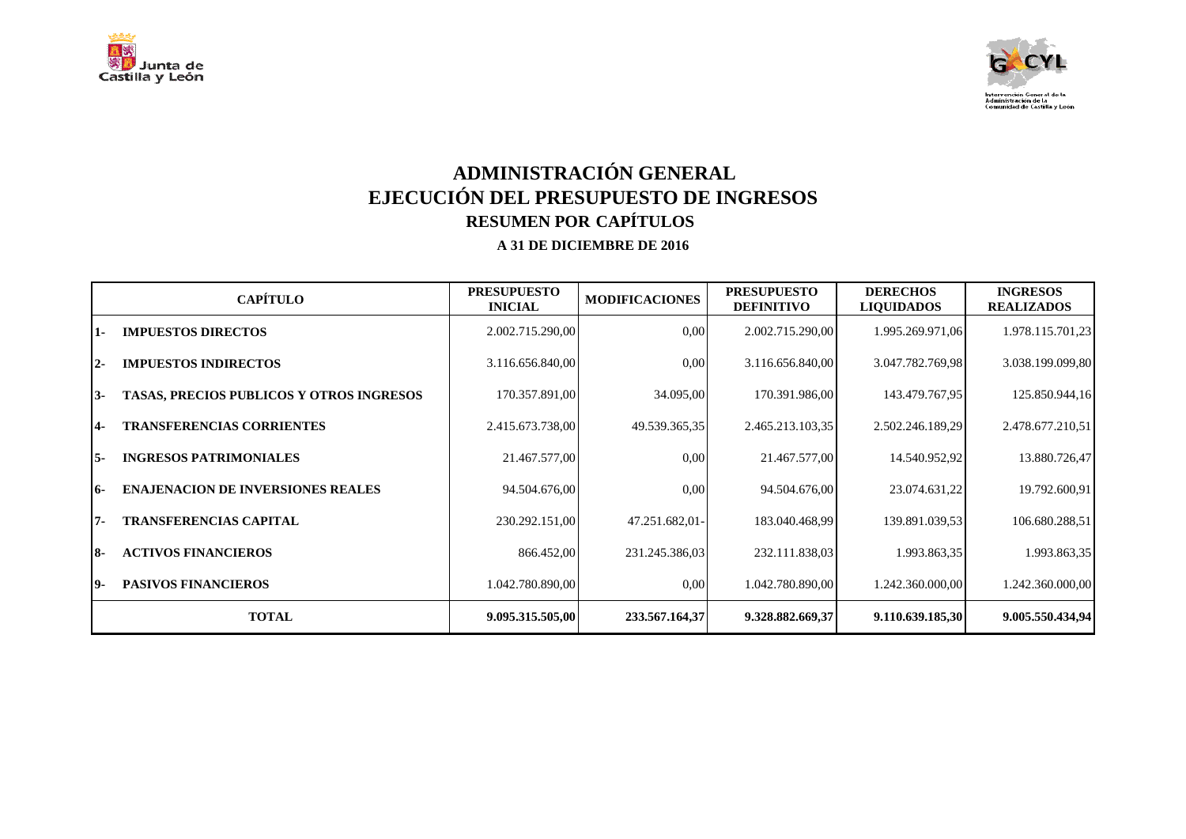# ADMINISTRACIÓN GENERAL
# EJECUCIÓN DEL PRESUPUESTO DE INGRESOS
## RESUMEN POR CAPÍTULOS
### A 31 DE DICIEMBRE DE 2016

| CAPÍTULO | PRESUPUESTO INICIAL | MODIFICACIONES | PRESUPUESTO DEFINITIVO | DERECHOS LIQUIDADOS | INGRESOS REALIZADOS |
|---|---|---|---|---|---|
| 1- IMPUESTOS DIRECTOS | 2.002.715.290,00 | 0,00 | 2.002.715.290,00 | 1.995.269.971,06 | 1.978.115.701,23 |
| 2- IMPUESTOS INDIRECTOS | 3.116.656.840,00 | 0,00 | 3.116.656.840,00 | 3.047.782.769,98 | 3.038.199.099,80 |
| 3- TASAS, PRECIOS PUBLICOS Y OTROS INGRESOS | 170.357.891,00 | 34.095,00 | 170.391.986,00 | 143.479.767,95 | 125.850.944,16 |
| 4- TRANSFERENCIAS CORRIENTES | 2.415.673.738,00 | 49.539.365,35 | 2.465.213.103,35 | 2.502.246.189,29 | 2.478.677.210,51 |
| 5- INGRESOS PATRIMONIALES | 21.467.577,00 | 0,00 | 21.467.577,00 | 14.540.952,92 | 13.880.726,47 |
| 6- ENAJENACION DE INVERSIONES REALES | 94.504.676,00 | 0,00 | 94.504.676,00 | 23.074.631,22 | 19.792.600,91 |
| 7- TRANSFERENCIAS CAPITAL | 230.292.151,00 | 47.251.682,01- | 183.040.468,99 | 139.891.039,53 | 106.680.288,51 |
| 8- ACTIVOS FINANCIEROS | 866.452,00 | 231.245.386,03 | 232.111.838,03 | 1.993.863,35 | 1.993.863,35 |
| 9- PASIVOS FINANCIEROS | 1.042.780.890,00 | 0,00 | 1.042.780.890,00 | 1.242.360.000,00 | 1.242.360.000,00 |
| **TOTAL** | **9.095.315.505,00** | **233.567.164,37** | **9.328.882.669,37** | **9.110.639.185,30** | **9.005.550.434,94** |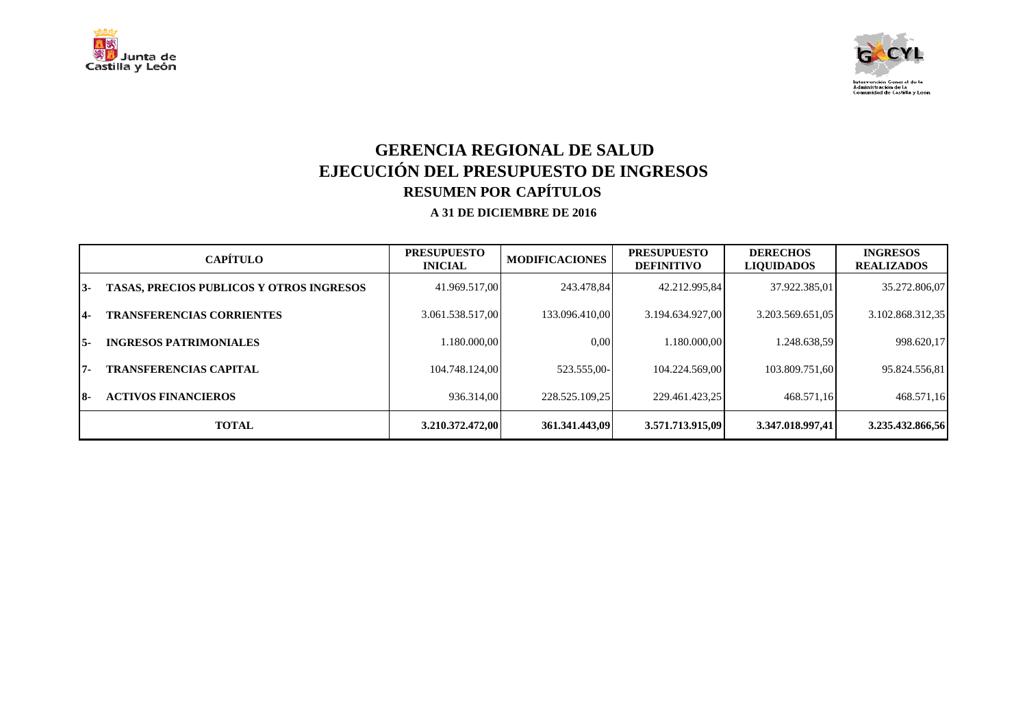# GERENCIA REGIONAL DE SALUD
# EJECUCIÓN DEL PRESUPUESTO DE INGRESOS
## RESUMEN POR CAPÍTULOS
### A 31 DE DICIEMBRE DE 2016

| CAPÍTULO | | PRESUPUESTO INICIAL | MODIFICACIONES | PRESUPUESTO DEFINITIVO | DERECHOS LIQUIDADOS | INGRESOS REALIZADOS |
|---|---|---|---|---|---|---|
| 3- | TASAS, PRECIOS PUBLICOS Y OTROS INGRESOS | 41.969.517,00 | 243.478,84 | 42.212.995,84 | 37.922.385,01 | 35.272.806,07 |
| 4- | TRANSFERENCIAS CORRIENTES | 3.061.538.517,00 | 133.096.410,00 | 3.194.634.927,00 | 3.203.569.651,05 | 3.102.868.312,35 |
| 5- | INGRESOS PATRIMONIALES | 1.180.000,00 | 0,00 | 1.180.000,00 | 1.248.638,59 | 998.620,17 |
| 7- | TRANSFERENCIAS CAPITAL | 104.748.124,00 | 523.555,00- | 104.224.569,00 | 103.809.751,60 | 95.824.556,81 |
| 8- | ACTIVOS FINANCIEROS | 936.314,00 | 228.525.109,25 | 229.461.423,25 | 468.571,16 | 468.571,16 |
| **TOTAL** | | **3.210.372.472,00** | **361.341.443,09** | **3.571.713.915,09** | **3.347.018.997,41** | **3.235.432.866,56** |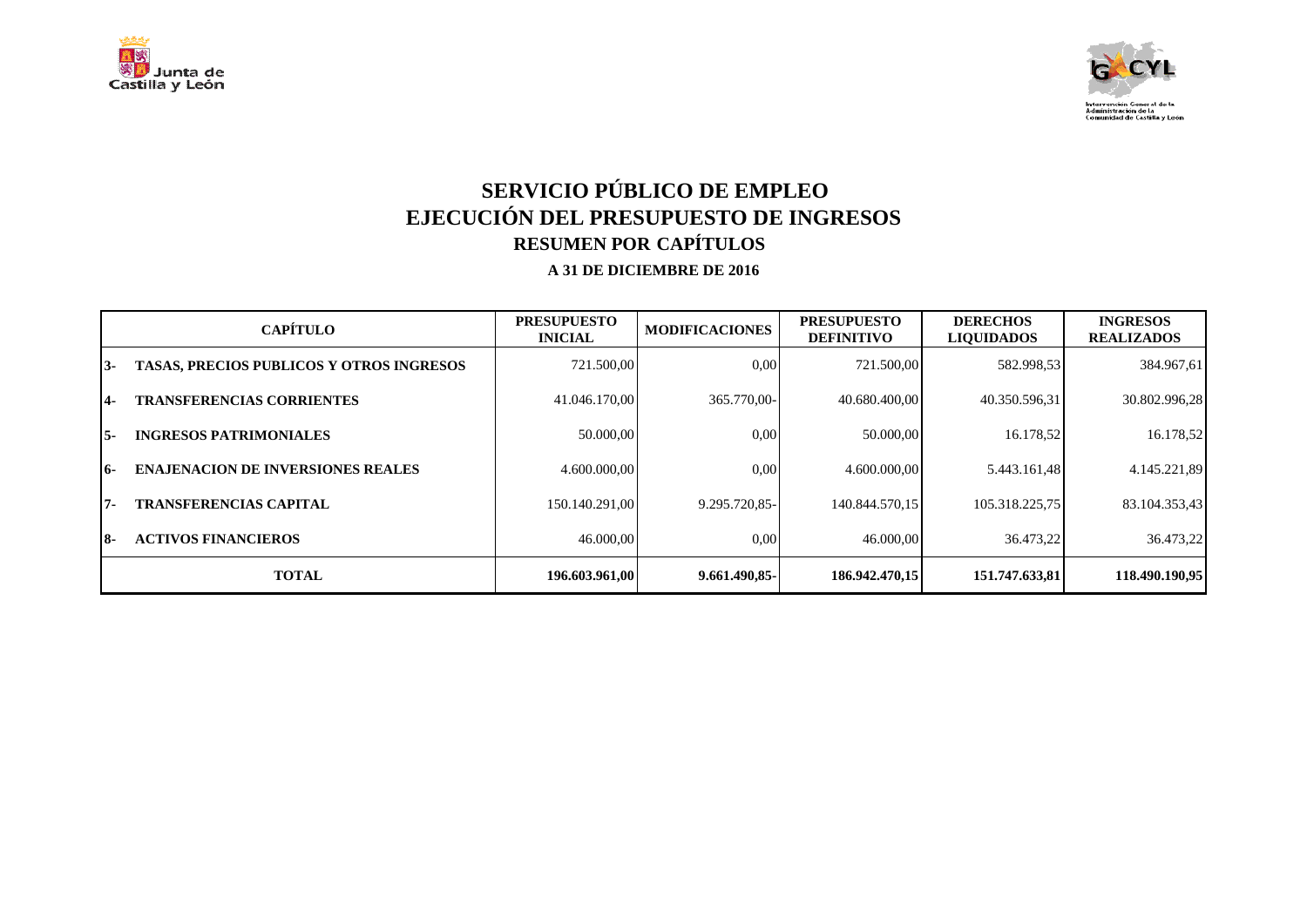# SERVICIO PÚBLICO DE EMPLEO
# EJECUCIÓN DEL PRESUPUESTO DE INGRESOS
## RESUMEN POR CAPÍTULOS
### A 31 DE DICIEMBRE DE 2016

| CAPÍTULO | | PRESUPUESTO INICIAL | MODIFICACIONES | PRESUPUESTO DEFINITIVO | DERECHOS LIQUIDADOS | INGRESOS REALIZADOS |
|---|---|---|---|---|---|---|
| 3- | TASAS, PRECIOS PUBLICOS Y OTROS INGRESOS | 721.500,00 | 0,00 | 721.500,00 | 582.998,53 | 384.967,61 |
| 4- | TRANSFERENCIAS CORRIENTES | 41.046.170,00 | 365.770,00- | 40.680.400,00 | 40.350.596,31 | 30.802.996,28 |
| 5- | INGRESOS PATRIMONIALES | 50.000,00 | 0,00 | 50.000,00 | 16.178,52 | 16.178,52 |
| 6- | ENAJENACION DE INVERSIONES REALES | 4.600.000,00 | 0,00 | 4.600.000,00 | 5.443.161,48 | 4.145.221,89 |
| 7- | TRANSFERENCIAS CAPITAL | 150.140.291,00 | 9.295.720,85- | 140.844.570,15 | 105.318.225,75 | 83.104.353,43 |
| 8- | ACTIVOS FINANCIEROS | 46.000,00 | 0,00 | 46.000,00 | 36.473,22 | 36.473,22 |
| **TOTAL** | | **196.603.961,00** | **9.661.490,85-** | **186.942.470,15** | **151.747.633,81** | **118.490.190,95** |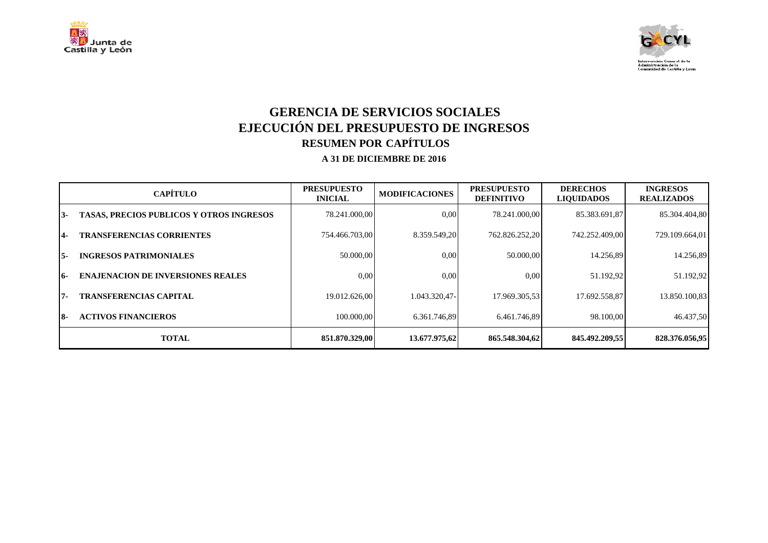# GERENCIA DE SERVICIOS SOCIALES
# EJECUCIÓN DEL PRESUPUESTO DE INGRESOS
## RESUMEN POR CAPÍTULOS
### A 31 DE DICIEMBRE DE 2016

| CAPÍTULO | | PRESUPUESTO INICIAL | MODIFICACIONES | PRESUPUESTO DEFINITIVO | DERECHOS LIQUIDADOS | INGRESOS REALIZADOS |
|---|---|---|---|---|---|---|
| 3- | TASAS, PRECIOS PUBLICOS Y OTROS INGRESOS | 78.241.000,00 | 0,00 | 78.241.000,00 | 85.383.691,87 | 85.304.404,80 |
| 4- | TRANSFERENCIAS CORRIENTES | 754.466.703,00 | 8.359.549,20 | 762.826.252,20 | 742.252.409,00 | 729.109.664,01 |
| 5- | INGRESOS PATRIMONIALES | 50.000,00 | 0,00 | 50.000,00 | 14.256,89 | 14.256,89 |
| 6- | ENAJENACION DE INVERSIONES REALES | 0,00 | 0,00 | 0,00 | 51.192,92 | 51.192,92 |
| 7- | TRANSFERENCIAS CAPITAL | 19.012.626,00 | 1.043.320,47- | 17.969.305,53 | 17.692.558,87 | 13.850.100,83 |
| 8- | ACTIVOS FINANCIEROS | 100.000,00 | 6.361.746,89 | 6.461.746,89 | 98.100,00 | 46.437,50 |
| **TOTAL** | | **851.870.329,00** | **13.677.975,62** | **865.548.304,62** | **845.492.209,55** | **828.376.056,95** |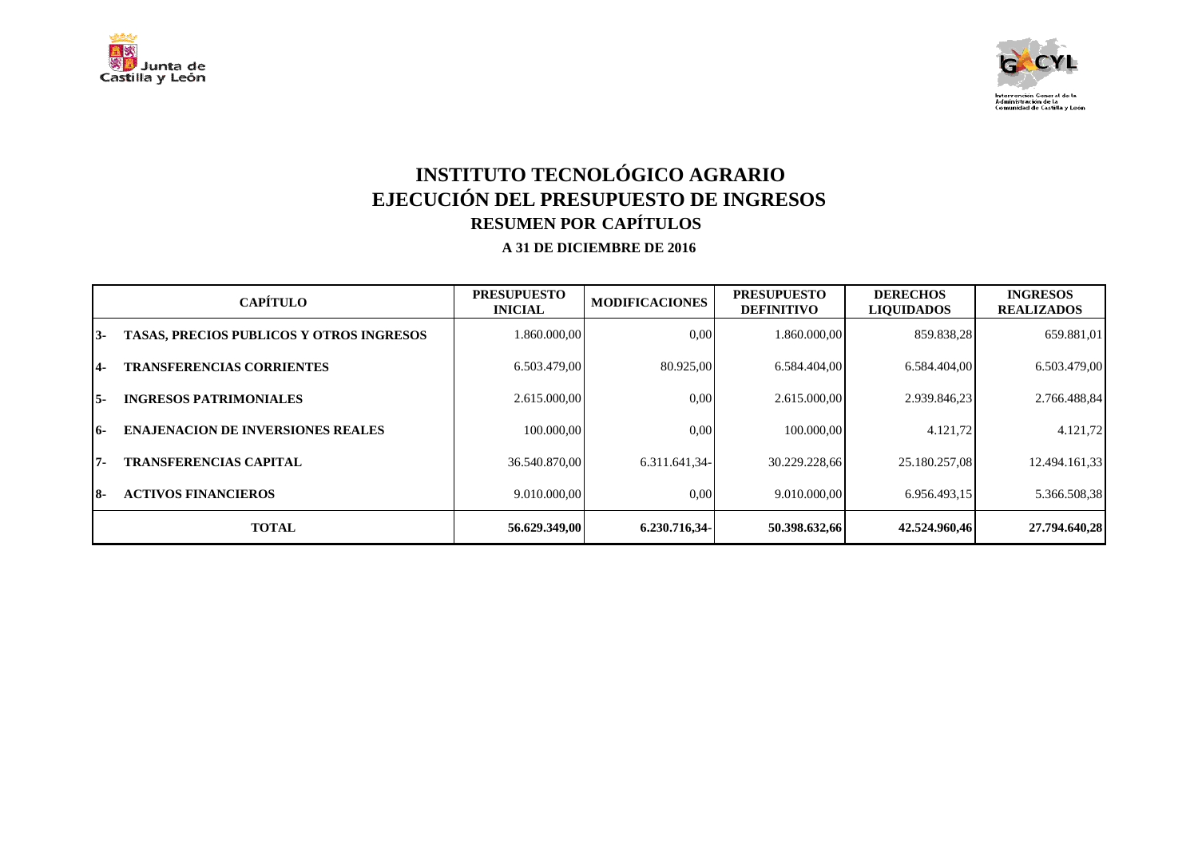# INSTITUTO TECNOLÓGICO AGRARIO

## EJECUCIÓN DEL PRESUPUESTO DE INGRESOS

### RESUMEN POR CAPÍTULOS

**A 31 DE DICIEMBRE DE 2016**

| CAPÍTULO | | PRESUPUESTO INICIAL | MODIFICACIONES | PRESUPUESTO DEFINITIVO | DERECHOS LIQUIDADOS | INGRESOS REALIZADOS |
|---|---|---|---|---|---|---|
| 3- | TASAS, PRECIOS PUBLICOS Y OTROS INGRESOS | 1.860.000,00 | 0,00 | 1.860.000,00 | 859.838,28 | 659.881,01 |
| 4- | TRANSFERENCIAS CORRIENTES | 6.503.479,00 | 80.925,00 | 6.584.404,00 | 6.584.404,00 | 6.503.479,00 |
| 5- | INGRESOS PATRIMONIALES | 2.615.000,00 | 0,00 | 2.615.000,00 | 2.939.846,23 | 2.766.488,84 |
| 6- | ENAJENACION DE INVERSIONES REALES | 100.000,00 | 0,00 | 100.000,00 | 4.121,72 | 4.121,72 |
| 7- | TRANSFERENCIAS CAPITAL | 36.540.870,00 | 6.311.641,34- | 30.229.228,66 | 25.180.257,08 | 12.494.161,33 |
| 8- | ACTIVOS FINANCIEROS | 9.010.000,00 | 0,00 | 9.010.000,00 | 6.956.493,15 | 5.366.508,38 |
| **TOTAL** | | **56.629.349,00** | **6.230.716,34-** | **50.398.632,66** | **42.524.960,46** | **27.794.640,28** |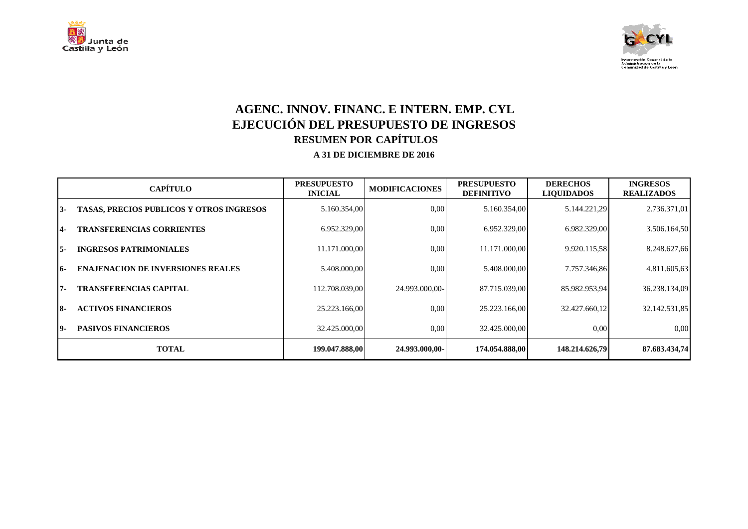# AGENC. INNOV. FINANC. E INTERN. EMP. CYL

# EJECUCIÓN DEL PRESUPUESTO DE INGRESOS

## RESUMEN POR CAPÍTULOS

### A 31 DE DICIEMBRE DE 2016

| | CAPÍTULO | PRESUPUESTO INICIAL | MODIFICACIONES | PRESUPUESTO DEFINITIVO | DERECHOS LIQUIDADOS | INGRESOS REALIZADOS |
|---|---|---|---|---|---|---|
| 3- | TASAS, PRECIOS PUBLICOS Y OTROS INGRESOS | 5.160.354,00 | 0,00 | 5.160.354,00 | 5.144.221,29 | 2.736.371,01 |
| 4- | TRANSFERENCIAS CORRIENTES | 6.952.329,00 | 0,00 | 6.952.329,00 | 6.982.329,00 | 3.506.164,50 |
| 5- | INGRESOS PATRIMONIALES | 11.171.000,00 | 0,00 | 11.171.000,00 | 9.920.115,58 | 8.248.627,66 |
| 6- | ENAJENACION DE INVERSIONES REALES | 5.408.000,00 | 0,00 | 5.408.000,00 | 7.757.346,86 | 4.811.605,63 |
| 7- | TRANSFERENCIAS CAPITAL | 112.708.039,00 | 24.993.000,00- | 87.715.039,00 | 85.982.953,94 | 36.238.134,09 |
| 8- | ACTIVOS FINANCIEROS | 25.223.166,00 | 0,00 | 25.223.166,00 | 32.427.660,12 | 32.142.531,85 |
| 9- | PASIVOS FINANCIEROS | 32.425.000,00 | 0,00 | 32.425.000,00 | 0,00 | 0,00 |
| | **TOTAL** | **199.047.888,00** | **24.993.000,00-** | **174.054.888,00** | **148.214.626,79** | **87.683.434,74** |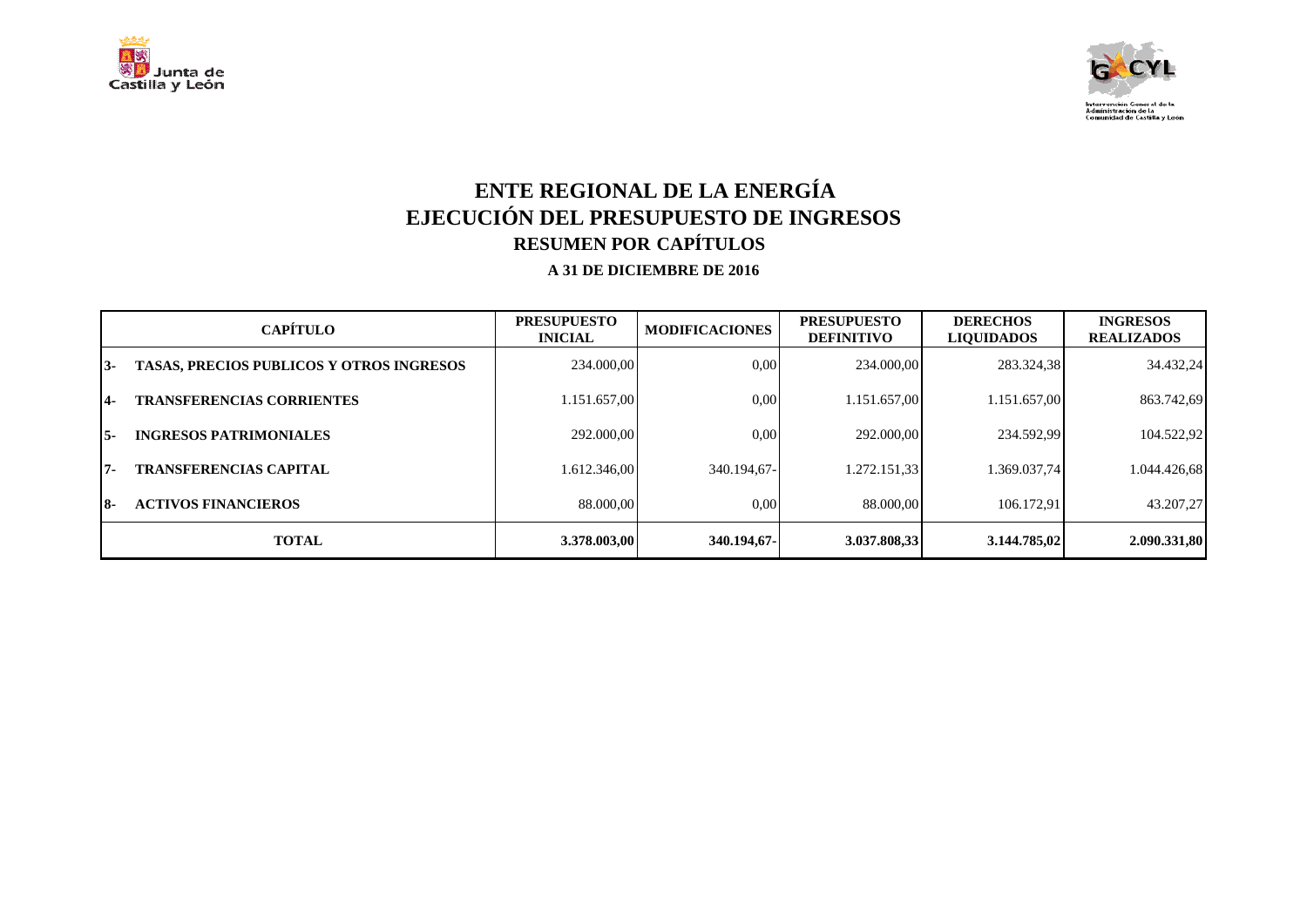# ENTE REGIONAL DE LA ENERGÍA

## EJECUCIÓN DEL PRESUPUESTO DE INGRESOS

### RESUMEN POR CAPÍTULOS

**A 31 DE DICIEMBRE DE 2016**

| CAPÍTULO | | PRESUPUESTO INICIAL | MODIFICACIONES | PRESUPUESTO DEFINITIVO | DERECHOS LIQUIDADOS | INGRESOS REALIZADOS |
|---|---|---|---|---|---|---|
| 3- | TASAS, PRECIOS PUBLICOS Y OTROS INGRESOS | 234.000,00 | 0,00 | 234.000,00 | 283.324,38 | 34.432,24 |
| 4- | TRANSFERENCIAS CORRIENTES | 1.151.657,00 | 0,00 | 1.151.657,00 | 1.151.657,00 | 863.742,69 |
| 5- | INGRESOS PATRIMONIALES | 292.000,00 | 0,00 | 292.000,00 | 234.592,99 | 104.522,92 |
| 7- | TRANSFERENCIAS CAPITAL | 1.612.346,00 | 340.194,67- | 1.272.151,33 | 1.369.037,74 | 1.044.426,68 |
| 8- | ACTIVOS FINANCIEROS | 88.000,00 | 0,00 | 88.000,00 | 106.172,91 | 43.207,27 |
| | **TOTAL** | **3.378.003,00** | **340.194,67-** | **3.037.808,33** | **3.144.785,02** | **2.090.331,80** |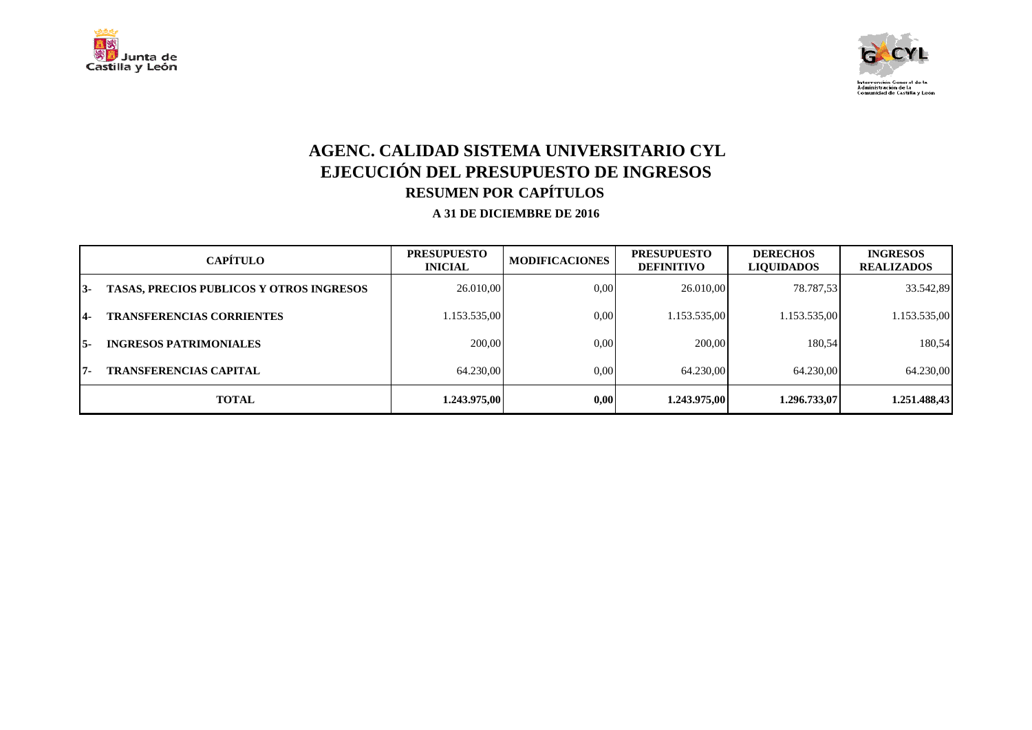# AGENC. CALIDAD SISTEMA UNIVERSITARIO CYL

## EJECUCIÓN DEL PRESUPUESTO DE INGRESOS

### RESUMEN POR CAPÍTULOS

**A 31 DE DICIEMBRE DE 2016**

| CAPÍTULO | | PRESUPUESTO INICIAL | MODIFICACIONES | PRESUPUESTO DEFINITIVO | DERECHOS LIQUIDADOS | INGRESOS REALIZADOS |
|---|---|---|---|---|---|---|
| 3- | TASAS, PRECIOS PUBLICOS Y OTROS INGRESOS | 26.010,00 | 0,00 | 26.010,00 | 78.787,53 | 33.542,89 |
| 4- | TRANSFERENCIAS CORRIENTES | 1.153.535,00 | 0,00 | 1.153.535,00 | 1.153.535,00 | 1.153.535,00 |
| 5- | INGRESOS PATRIMONIALES | 200,00 | 0,00 | 200,00 | 180,54 | 180,54 |
| 7- | TRANSFERENCIAS CAPITAL | 64.230,00 | 0,00 | 64.230,00 | 64.230,00 | 64.230,00 |
| **TOTAL** | | **1.243.975,00** | **0,00** | **1.243.975,00** | **1.296.733,07** | **1.251.488,43** |